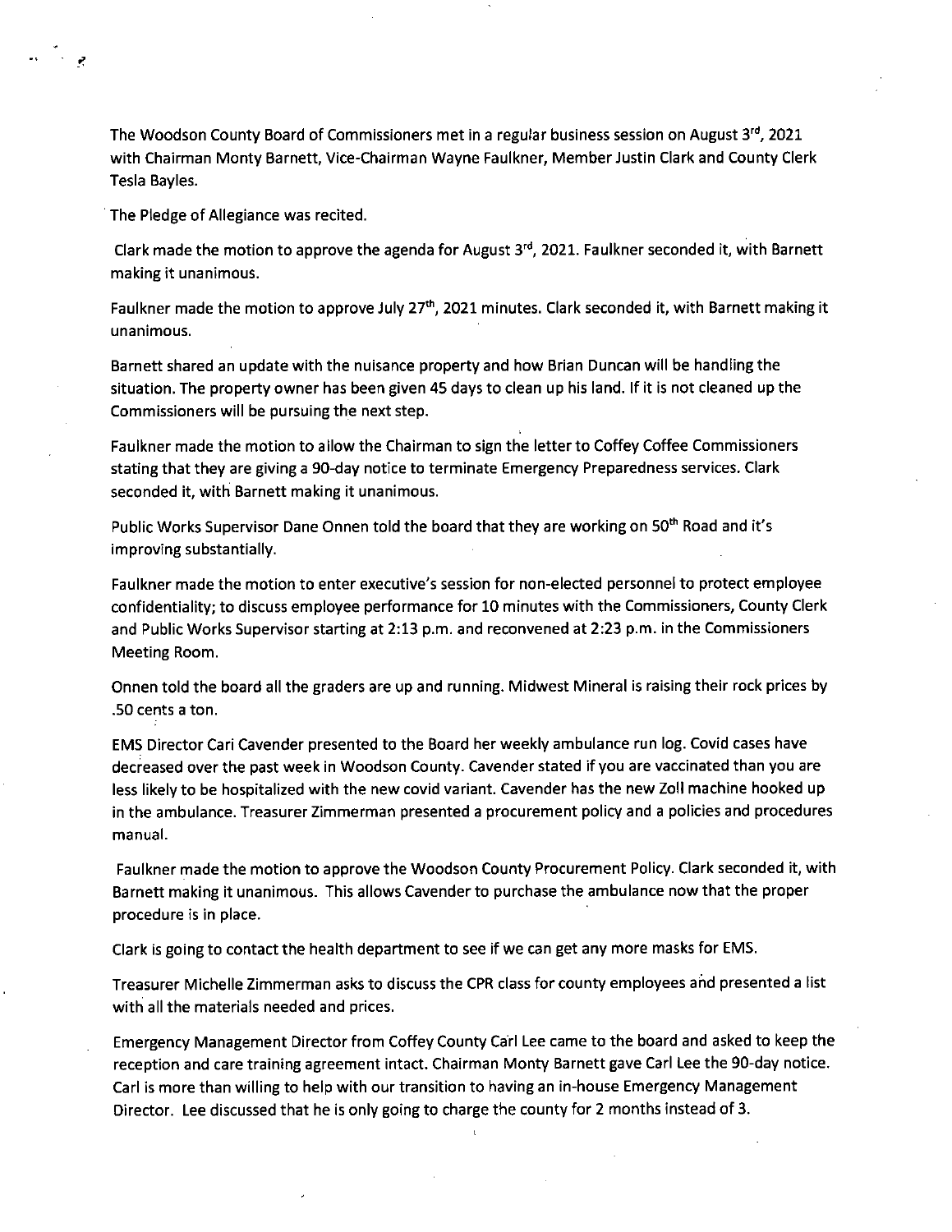The Woodson County Board of Commissioners met in a regular business session on August 3rd, 2021 with Chairman Monty Barnett, Vice-Chairman Wayne Faulkner, Member Justin Clark and County Clerk Tesla Bayles.

The Pledge of Allegiance was recited.

Clark made the motion to approve the agenda for August 3rd, 2021. Faulkner seconded it, with Barnett making it unanimous.

Faulkner made the motion to approve July 27th, 2021 minutes. Clark seconded it, with Barnett making it unanimous.

Barnett shared an update with the nuisance property and how Brian Duncan will be handling the situation. The property owner has been given 45 days to clean up his land. If it is not cleaned up the Commissioners will be pursuing the next step.

Faulkner made the motion to allow the Chairman to sign the letter to Coffey Coffee Commissioners stating that they are giving a 90-day notice to terminate Emergency Preparedness services. Clark seconded it, with Barnett making it unanimous.

Public Works Supervisor Dane Onnen told the board that they are working on 50th Road and it's improving substantially.

Faulkner made the motion to enter executive's session for non-elected personnel to protect employee confidentiality; to discuss employee performance for 10 minutes with the Commissioners, County Clerk and Public Works Supervisor starting at 2:13 p.m. and reconvened at 2:23 p.m. in the Commissioners Meeting Room.

Onnen told the board all the graders are up and running. Midwest Mineral is raising their rock prices by .50 cents a ton.

EMS Director Cari Cavender presented to the Board her weekly ambulance run log. Covid cases have decreased over the past week in Woodson County. Cavender stated if you are vaccinated than you are less likely to be hospitalized with the new covid variant. Cavender has the new Zoll machine hooked up in the ambulance. Treasurer Zimmerman presented a procurement policy and a policies and procedures manual.

Faulkner made the motion to approve the Woodson County Procurement Policy. Clark seconded it, with Barnett making it unanimous. This allows Cavender to purchase the ambulance now that the proper procedure is in place.

Clark is going to contact the health department to see if we can get any more masks for EMS.

Treasurer Michelle Zimmerman asks to discuss the CPR class for county employees and presented a list with all the materials needed and prices.

Emergency Management Director from Coffey County Carl Lee came to the board and asked to keep the reception and care training agreement intact. Chairman Monty Barnett gave Carl Lee the 90-day notice. Carl is more than willing to help with our transition to having an in-house Emergency Management Director. Lee discussed that he is only going to charge the county for 2 months instead of 3.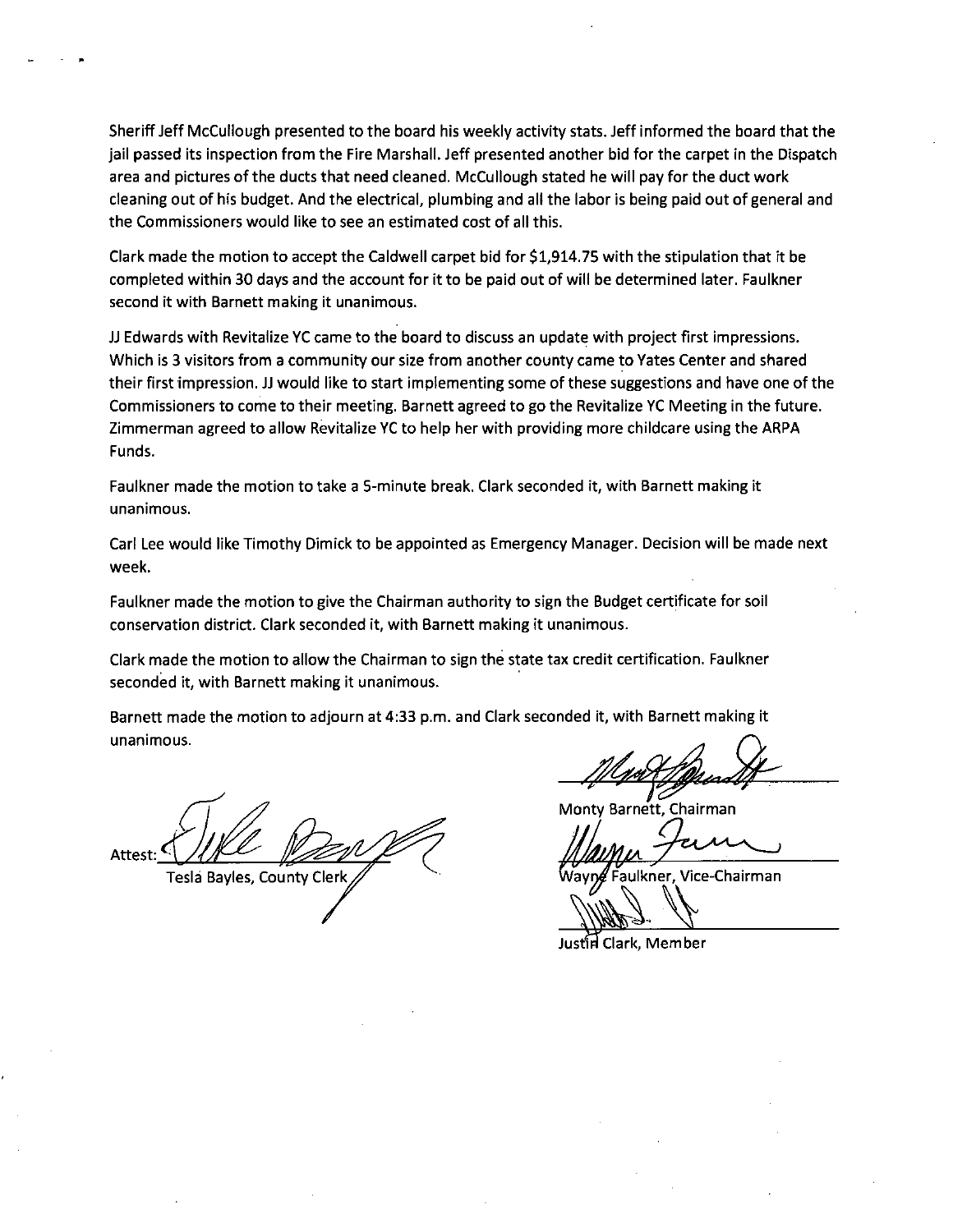Sheriff Jeff McCullough presented to the board his weekly activity stats. Jeff informed the board that the jail passed its inspection from the Fire Marshall. Jeff presented another bid for the carpet in the Dispatch area and pictures of the ducts that need cleaned. McCullough stated he will pay for the duct work cleaning out of his budget. And the electrical, plumbing and all the labor is being paid out of general and the Commissioners would like to see an estimated cost of all this.

Clark made the motion to accept the Caldwell carpet bid for $1,914.75 with the stipulation that it be completed within 30 days and the account for it to be paid out of will be determined later. Faulkner second it with Barnett making it unanimous.

JJ Edwards with Revitalize YC came to the board to discuss an update with project first impressions. Which is 3 visitors from a community our size from another county came to Yates Center and shared their first impression. JJ would like to start implementing some of these suggestions and have one of the Commissioners to come to their meeting. Barnett agreed to go the Revitalize YC Meeting in the future. Zimmerman agreed to allow Revitalize YC to help her with providing more childcare using the ARPA Funds.

Faulkner made the motion to take a 5-minute break. Clark seconded it, with Barnett making it unanimous.

Carl Lee would like Timothy Dimick to be appointed as Emergency Manager. Decision will be made next week.

Faulkner made the motion to give the Chairman authority to sign the Budget certificate for soil conservation district. Clark seconded it, with Barnett making it unanimous.

Clark made the motion to allow the Chairman to sign the state tax credit certification. Faulkner seconded it, with Barnett making it unanimous.

Barnett made the motion to adjourn at 4:33 p.m. and Clark seconded it, with Barnett making it unanimous.

Monty Barnett, Chairman

Wayne Faulkner, Vice-Chairman

Justin Clark, Member

Attest:

Tesla Bayles, County Clerk